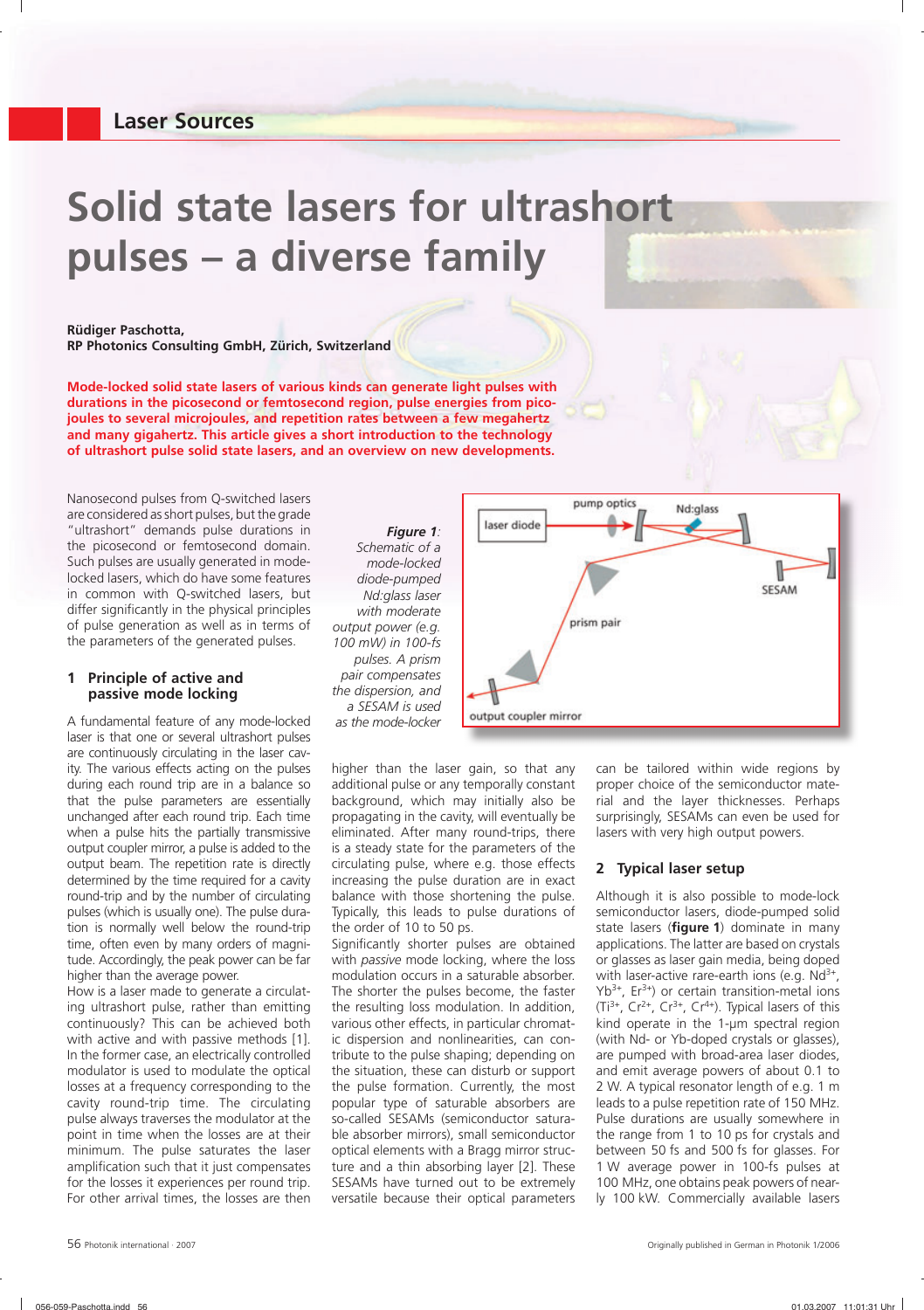Laser Sources

# Solid state lasers for ultrashort pulses – a diverse family

**Rüdiger Paschotta,**
**RP Photonics Consulting GmbH, Zürich, Switzerland**

**Mode-locked solid state lasers of various kinds can generate light pulses with durations in the picosecond or femtosecond region, pulse energies from picojoules to several microjoules, and repetition rates between a few megahertz and many gigahertz. This article gives a short introduction to the technology of ultrashort pulse solid state lasers, and an overview on new developments.**

Nanosecond pulses from Q-switched lasers are considered as short pulses, but the grade "ultrashort" demands pulse durations in the picosecond or femtosecond domain. Such pulses are usually generated in mode-locked lasers, which do have some features in common with Q-switched lasers, but differ significantly in the physical principles of pulse generation as well as in terms of the parameters of the generated pulses.

## 1 Principle of active and passive mode locking

A fundamental feature of any mode-locked laser is that one or several ultrashort pulses are continuously circulating in the laser cavity. The various effects acting on the pulses during each round trip are in a balance so that the pulse parameters are essentially unchanged after each round trip. Each time when a pulse hits the partially transmissive output coupler mirror, a pulse is added to the output beam. The repetition rate is directly determined by the time required for a cavity round-trip and by the number of circulating pulses (which is usually one). The pulse duration is normally well below the round-trip time, often even by many orders of magnitude. Accordingly, the peak power can be far higher than the average power.

How is a laser made to generate a circulating ultrashort pulse, rather than emitting continuously? This can be achieved both with active and with passive methods [1]. In the former case, an electrically controlled modulator is used to modulate the optical losses at a frequency corresponding to the cavity round-trip time. The circulating pulse always traverses the modulator at the point in time when the losses are at their minimum. The pulse saturates the laser amplification such that it just compensates for the losses it experiences per round trip. For other arrival times, the losses are then higher than the laser gain, so that any additional pulse or any temporally constant background, which may initially also be propagating in the cavity, will eventually be eliminated. After many round-trips, there is a steady state for the parameters of the circulating pulse, where e.g. those effects increasing the pulse duration are in exact balance with those shortening the pulse. Typically, this leads to pulse durations of the order of 10 to 50 ps.

Significantly shorter pulses are obtained with *passive* mode locking, where the loss modulation occurs in a saturable absorber. The shorter the pulses become, the faster the resulting loss modulation. In addition, various other effects, in particular chromatic dispersion and nonlinearities, can contribute to the pulse shaping; depending on the situation, these can disturb or support the pulse formation. Currently, the most popular type of saturable absorbers are so-called SESAMs (semiconductor saturable absorber mirrors), small semiconductor optical elements with a Bragg mirror structure and a thin absorbing layer [2]. These SESAMs have turned out to be extremely versatile because their optical parameters can be tailored within wide regions by proper choice of the semiconductor material and the layer thicknesses. Perhaps surprisingly, SESAMs can even be used for lasers with very high output powers.

*Figure 1: Schematic of a mode-locked diode-pumped Nd:glass laser with moderate output power (e.g. 100 mW) in 100-fs pulses. A prism pair compensates the dispersion, and a SESAM is used as the mode-locker*

## 2 Typical laser setup

Although it is also possible to mode-lock semiconductor lasers, diode-pumped solid state lasers (**figure 1**) dominate in many applications. The latter are based on crystals or glasses as laser gain media, being doped with laser-active rare-earth ions (e.g. $Nd^{3+}$, $Yb^{3+}$, $Er^{3+}$) or certain transition-metal ions ($Ti^{3+}$, $Cr^{2+}$, $Cr^{3+}$, $Cr^{4+}$). Typical lasers of this kind operate in the 1-µm spectral region (with Nd- or Yb-doped crystals or glasses), are pumped with broad-area laser diodes, and emit average powers of about 0.1 to 2 W. A typical resonator length of e.g. 1 m leads to a pulse repetition rate of 150 MHz. Pulse durations are usually somewhere in the range from 1 to 10 ps for crystals and between 50 fs and 500 fs for glasses. For 1 W average power in 100-fs pulses at 100 MHz, one obtains peak powers of nearly 100 kW. Commercially available lasers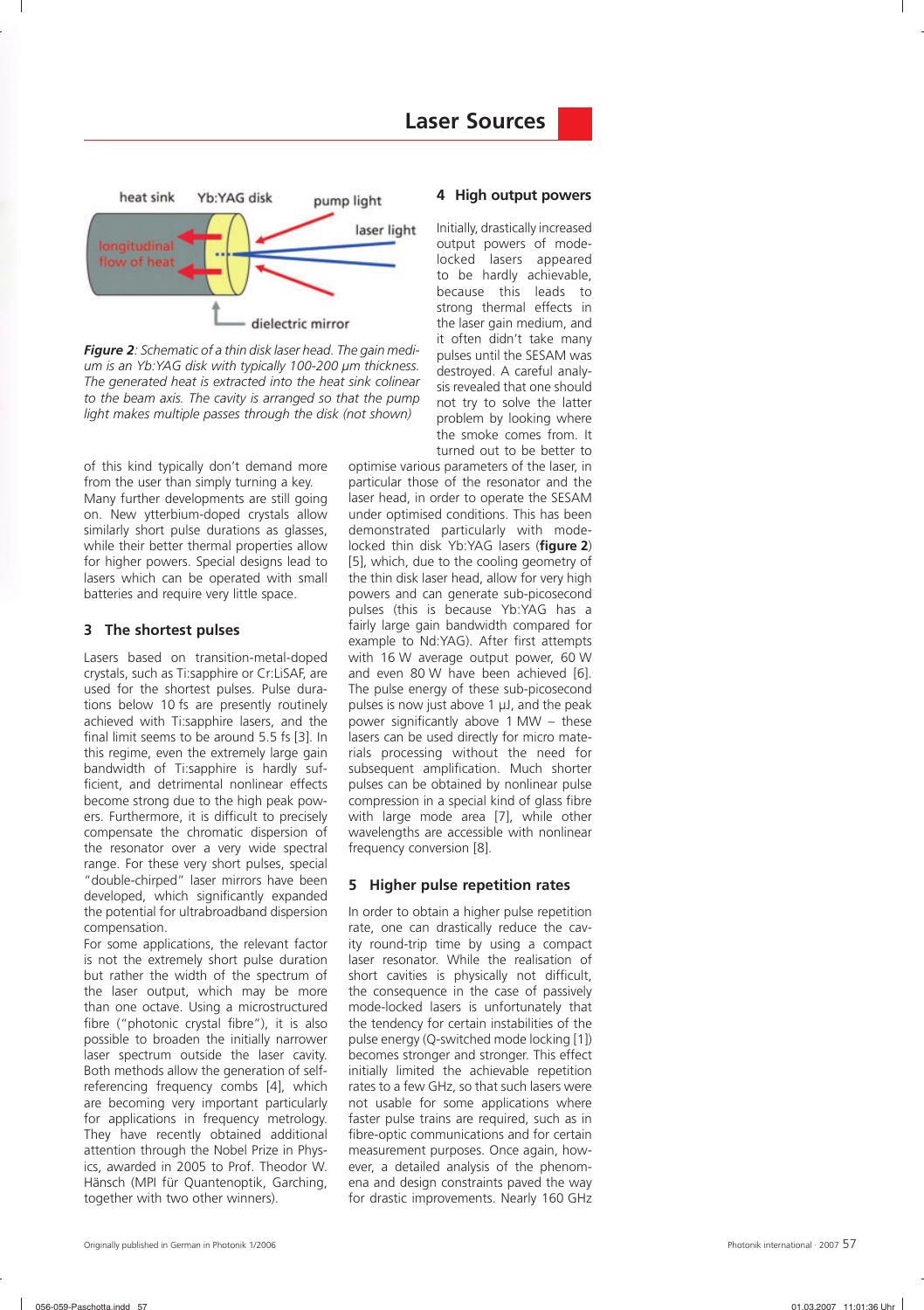*Figure 2: Schematic of a thin disk laser head. The gain medium is an Yb:YAG disk with typically 100-200 μm thickness. The generated heat is extracted into the heat sink colinear to the beam axis. The cavity is arranged so that the pump light makes multiple passes through the disk (not shown)*

of this kind typically don't demand more from the user than simply turning a key.

Many further developments are still going on. New ytterbium-doped crystals allow similarly short pulse durations as glasses, while their better thermal properties allow for higher powers. Special designs lead to lasers which can be operated with small batteries and require very little space.

## 3 The shortest pulses

Lasers based on transition-metal-doped crystals, such as Ti:sapphire or Cr:LiSAF, are used for the shortest pulses. Pulse durations below 10 fs are presently routinely achieved with Ti:sapphire lasers, and the final limit seems to be around 5.5 fs [3]. In this regime, even the extremely large gain bandwidth of Ti:sapphire is hardly sufficient, and detrimental nonlinear effects become strong due to the high peak powers. Furthermore, it is difficult to precisely compensate the chromatic dispersion of the resonator over a very wide spectral range. For these very short pulses, special "double-chirped" laser mirrors have been developed, which significantly expanded the potential for ultrabroadband dispersion compensation.

For some applications, the relevant factor is not the extremely short pulse duration but rather the width of the spectrum of the laser output, which may be more than one octave. Using a microstructured fibre ("photonic crystal fibre"), it is also possible to broaden the initially narrower laser spectrum outside the laser cavity. Both methods allow the generation of self-referencing frequency combs [4], which are becoming very important particularly for applications in frequency metrology. They have recently obtained additional attention through the Nobel Prize in Physics, awarded in 2005 to Prof. Theodor W. Hänsch (MPI für Quantenoptik, Garching, together with two other winners).

## 4 High output powers

Initially, drastically increased output powers of mode-locked lasers appeared to be hardly achievable, because this leads to strong thermal effects in the laser gain medium, and it often didn't take many pulses until the SESAM was destroyed. A careful analysis revealed that one should not try to solve the latter problem by looking where the smoke comes from. It turned out to be better to optimise various parameters of the laser, in particular those of the resonator and the laser head, in order to operate the SESAM under optimised conditions. This has been demonstrated particularly with mode-locked thin disk Yb:YAG lasers (**figure 2**) [5], which, due to the cooling geometry of the thin disk laser head, allow for very high powers and can generate sub-picosecond pulses (this is because Yb:YAG has a fairly large gain bandwidth compared for example to Nd:YAG). After first attempts with 16 W average output power, 60 W and even 80 W have been achieved [6]. The pulse energy of these sub-picosecond pulses is now just above 1 μJ, and the peak power significantly above 1 MW – these lasers can be used directly for micro materials processing without the need for subsequent amplification. Much shorter pulses can be obtained by nonlinear pulse compression in a special kind of glass fibre with large mode area [7], while other wavelengths are accessible with nonlinear frequency conversion [8].

## 5 Higher pulse repetition rates

In order to obtain a higher pulse repetition rate, one can drastically reduce the cavity round-trip time by using a compact laser resonator. While the realisation of short cavities is physically not difficult, the consequence in the case of passively mode-locked lasers is unfortunately that the tendency for certain instabilities of the pulse energy (Q-switched mode locking [1]) becomes stronger and stronger. This effect initially limited the achievable repetition rates to a few GHz, so that such lasers were not usable for some applications where faster pulse trains are required, such as in fibre-optic communications and for certain measurement purposes. Once again, however, a detailed analysis of the phenomena and design constraints paved the way for drastic improvements. Nearly 160 GHz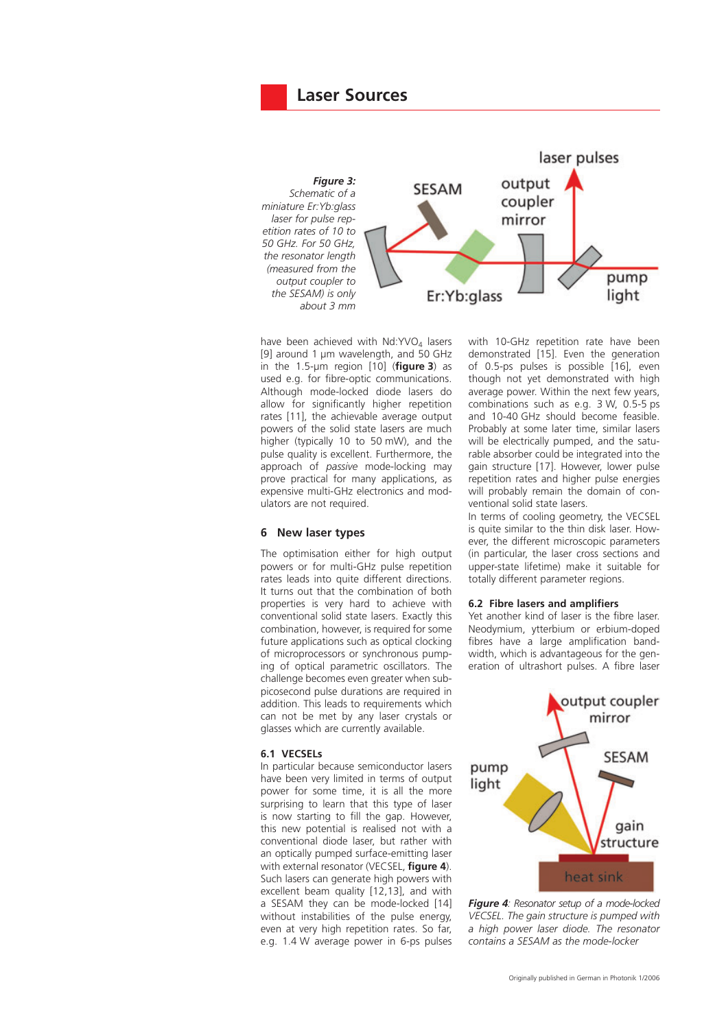**Figure 3:** *Schematic of a miniature Er:Yb:glass laser for pulse repetition rates of 10 to 50 GHz. For 50 GHz, the resonator length (measured from the output coupler to the SESAM) is only about 3 mm*

have been achieved with Nd:$YVO_4$ lasers [9] around 1 µm wavelength, and 50 GHz in the 1.5-µm region [10] (**figure 3**) as used e.g. for fibre-optic communications. Although mode-locked diode lasers do allow for significantly higher repetition rates [11], the achievable average output powers of the solid state lasers are much higher (typically 10 to 50 mW), and the pulse quality is excellent. Furthermore, the approach of *passive* mode-locking may prove practical for many applications, as expensive multi-GHz electronics and modulators are not required.

## 6 New laser types

The optimisation either for high output powers or for multi-GHz pulse repetition rates leads into quite different directions. It turns out that the combination of both properties is very hard to achieve with conventional solid state lasers. Exactly this combination, however, is required for some future applications such as optical clocking of microprocessors or synchronous pumping of optical parametric oscillators. The challenge becomes even greater when sub-picosecond pulse durations are required in addition. This leads to requirements which can not be met by any laser crystals or glasses which are currently available.

### 6.1 VECSELs

In particular because semiconductor lasers have been very limited in terms of output power for some time, it is all the more surprising to learn that this type of laser is now starting to fill the gap. However, this new potential is realised not with a conventional diode laser, but rather with an optically pumped surface-emitting laser with external resonator (VECSEL, **figure 4**). Such lasers can generate high powers with excellent beam quality [12,13], and with a SESAM they can be mode-locked [14] without instabilities of the pulse energy, even at very high repetition rates. So far, e.g. 1.4 W average power in 6-ps pulses with 10-GHz repetition rate have been demonstrated [15]. Even the generation of 0.5-ps pulses is possible [16], even though not yet demonstrated with high average power. Within the next few years, combinations such as e.g. 3 W, 0.5-5 ps and 10-40 GHz should become feasible. Probably at some later time, similar lasers will be electrically pumped, and the saturable absorber could be integrated into the gain structure [17]. However, lower pulse repetition rates and higher pulse energies will probably remain the domain of conventional solid state lasers.

In terms of cooling geometry, the VECSEL is quite similar to the thin disk laser. However, the different microscopic parameters (in particular, the laser cross sections and upper-state lifetime) make it suitable for totally different parameter regions.

### 6.2 Fibre lasers and amplifiers

Yet another kind of laser is the fibre laser. Neodymium, ytterbium or erbium-doped fibres have a large amplification bandwidth, which is advantageous for the generation of ultrashort pulses. A fibre laser

***Figure 4**: Resonator setup of a mode-locked VECSEL. The gain structure is pumped with a high power laser diode. The resonator contains a SESAM as the mode-locker*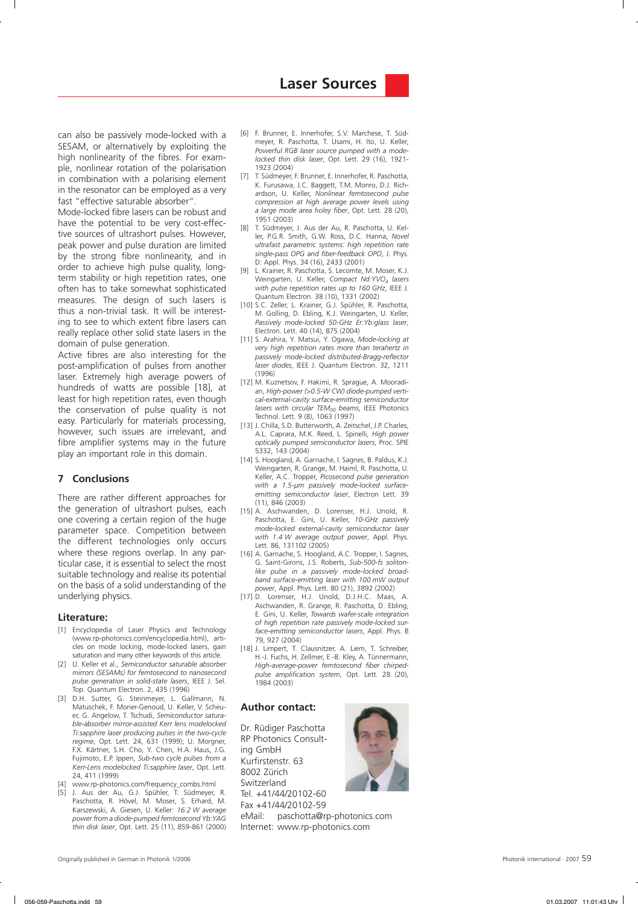can also be passively mode-locked with a SESAM, or alternatively by exploiting the high nonlinearity of the fibres. For example, nonlinear rotation of the polarisation in combination with a polarising element in the resonator can be employed as a very fast "effective saturable absorber".

Mode-locked fibre lasers can be robust and have the potential to be very cost-effective sources of ultrashort pulses. However, peak power and pulse duration are limited by the strong fibre nonlinearity, and in order to achieve high pulse quality, long-term stability or high repetition rates, one often has to take somewhat sophisticated measures. The design of such lasers is thus a non-trivial task. It will be interesting to see to which extent fibre lasers can really replace other solid state lasers in the domain of pulse generation.

Active fibres are also interesting for the post-amplification of pulses from another laser. Extremely high average powers of hundreds of watts are possible [18], at least for high repetition rates, even though the conservation of pulse quality is not easy. Particularly for materials processing, however, such issues are irrelevant, and fibre amplifier systems may in the future play an important role in this domain.

## 7 Conclusions

There are rather different approaches for the generation of ultrashort pulses, each one covering a certain region of the huge parameter space. Competition between the different technologies only occurs where these regions overlap. In any particular case, it is essential to select the most suitable technology and realise its potential on the basis of a solid understanding of the underlying physics.

### Literature:

- [1] Encyclopedia of Laser Physics and Technology (www.rp-photonics.com/encyclopedia.html), articles on mode locking, mode-locked lasers, gain saturation and many other keywords of this article.
- [2] U. Keller et al., *Semiconductor saturable absorber mirrors (SESAMs) for femtosecond to nanosecond pulse generation in solid-state lasers*, IEEE J. Sel. Top. Quantum Electron. 2, 435 (1996)
- [3] D.H. Sutter, G. Steinmeyer, L. Gallmann, N. Matuschek, F. Morier-Genoud, U. Keller, V. Scheuer, G. Angelow, T. Tschudi, *Semiconductor saturable-absorber mirror-assisted Kerr lens modelocked Ti:sapphire laser producing pulses in the two-cycle regime*, Opt. Lett. 24, 631 (1999); U. Morgner, F.X. Kärtner, S.H. Cho, Y. Chen, H.A. Haus, J.G. Fujimoto, E.P. Ippen, *Sub-two cycle pulses from a Kerr-Lens modelocked Ti:sapphire laser*, Opt. Lett. 24, 411 (1999)
- [4] www.rp-photonics.com/frequency_combs.html
- [5] J. Aus der Au, G.J. Spühler, T. Südmeyer, R. Paschotta, R. Hövel, M. Moser, S. Erhard, M. Karszewski, A. Giesen, U. Keller: *16.2 W average power from a diode-pumped femtosecond Yb:YAG thin disk laser*, Opt. Lett. 25 (11), 859-861 (2000)
- [6] F. Brunner, E. Innerhofer, S.V. Marchese, T. Südmeyer, R. Paschotta, T. Usami, H. Ito, U. Keller, *Powerful RGB laser source pumped with a mode-locked thin disk laser*, Opt. Lett. 29 (16), 1921-1923 (2004)
- [7] T. Südmeyer, F. Brunner, E. Innerhofer, R. Paschotta, K. Furusawa, J.C. Baggett, T.M. Monro, D.J. Richardson, U. Keller, *Nonlinear femtosecond pulse compression at high average power levels using a large mode area holey fiber*, Opt. Lett. 28 (20), 1951 (2003)
- [8] T. Südmeyer, J. Aus der Au, R. Paschotta, U. Keller, P.G.R. Smith, G.W. Ross, D.C. Hanna, *Novel ultrafast parametric systems: high repetition rate single-pass OPG and fiber-feedback OPO*, J. Phys. D: Appl. Phys. 34 (16), 2433 (2001)
- [9] L. Krainer, R. Paschotta, S. Lecomte, M. Moser, K.J. Weingarten, U. Keller, *Compact Nd:YVO$_4$ lasers with pulse repetition rates up to 160 GHz*, IEEE J. Quantum Electron. 38 (10), 1331 (2002)
- [10] S.C. Zeller, L. Krainer, G.J. Spühler, R. Paschotta, M. Golling, D. Ebling, K.J. Weingarten, U. Keller, *Passively mode-locked 50-GHz Er:Yb:glass laser*, Electron. Lett. 40 (14), 875 (2004)
- [11] S. Arahira, Y. Matsui, Y. Ogawa, *Mode-locking at very high repetition rates more than terahertz in passively mode-locked distributed-Bragg-reflector laser diodes*, IEEE J. Quantum Electron. 32, 1211 (1996)
- [12] M. Kuznetsov, F. Hakimi, R. Sprague, A. Mooradian, *High-power (>0.5-W CW) diode-pumped vertical-external-cavity surface-emitting semiconductor lasers with circular TEM$_{00}$ beams*, IEEE Photonics Technol. Lett. 9 (8), 1063 (1997)
- [13] J. Chilla, S.D. Butterworth, A. Zeitschel, J.P. Charles, A.L. Caprara, M.K. Reed, L. Spinelli, *High power optically pumped semiconductor lasers*, Proc. SPIE 5332, 143 (2004)
- [14] S. Hoogland, A. Garnache, I. Sagnes, B. Paldus, K.J. Weingarten, R. Grange, M. Haiml, R. Paschotta, U. Keller, A.C. Tropper, *Picosecond pulse generation with a 1.5-µm passively mode-locked surface-emitting semiconductor laser*, Electron Lett. 39 (11), 846 (2003)
- [15] A. Aschwanden, D. Lorenser, H.J. Unold, R. Paschotta, E. Gini, U. Keller, *10-GHz passively mode-locked external-cavity semiconductor laser with 1.4 W average output power*, Appl. Phys. Lett. 86, 131102 (2005)
- [16] A. Garnache, S. Hoogland, A.C. Tropper, I. Sagnes, G. Saint-Girons, J.S. Roberts, *Sub-500-fs soliton-like pulse in a passively mode-locked broadband surface-emitting laser with 100 mW output power*, Appl. Phys. Lett. 80 (21), 3892 (2002)
- [17] D. Lorenser, H.J. Unold, D.J.H.C. Maas, A. Aschwanden, R. Grange, R. Paschotta, D. Ebling, E. Gini, U. Keller, *Towards wafer-scale integration of high repetition rate passively mode-locked surface-emitting semiconductor lasers*, Appl. Phys. B 79, 927 (2004)
- [18] J. Limpert, T. Clausnitzer, A. Liem, T. Schreiber, H.-J. Fuchs, H. Zellmer, E.-B. Kley, A. Tünnermann, *High-average-power femtosecond fiber chirped-pulse amplification system*, Opt. Lett. 28 (20), 1984 (2003)

### Author contact:

Dr. Rüdiger Paschotta
RP Photonics Consulting GmbH
Kurfirstenstr. 63
8002 Zürich
Switzerland
Tel. +41/44/20102-60
Fax +41/44/20102-59
eMail: paschotta@rp-photonics.com
Internet: www.rp-photonics.com

Originally published in German in Photonik 1/2006